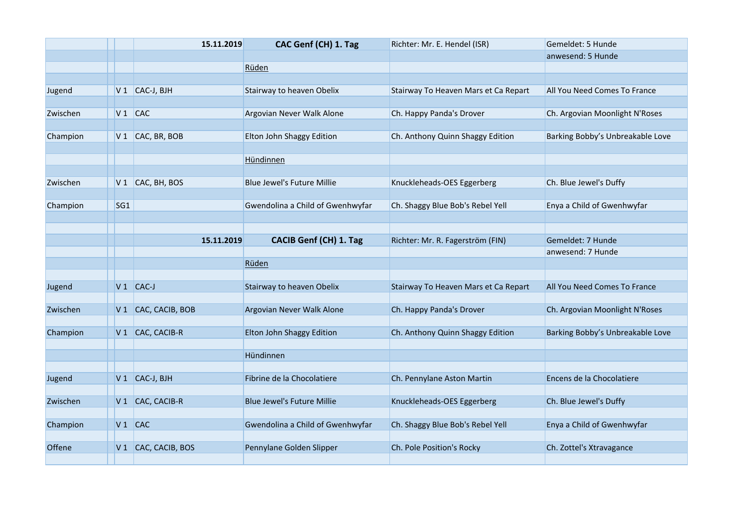| | | 15.11.2019 | CAC Genf (CH) 1. Tag | Richter: Mr. E. Hendel (ISR) | Gemeldet: 5 Hunde |
|---|---|---|---|---|---|
| | | | | | anwesend: 5 Hunde |
| | | | Rüden | | |
| Jugend | V 1 | CAC-J, BJH | Stairway to heaven Obelix | Stairway To Heaven Mars et Ca Repart | All You Need Comes To France |
| Zwischen | V 1 | CAC | Argovian Never Walk Alone | Ch. Happy Panda's Drover | Ch. Argovian Moonlight N'Roses |
| Champion | V 1 | CAC, BR, BOB | Elton John Shaggy Edition | Ch. Anthony Quinn Shaggy Edition | Barking Bobby's Unbreakable Love |
| | | | Hündinnen | | |
| Zwischen | V 1 | CAC, BH, BOS | Blue Jewel's Future Millie | Knuckleheads-OES Eggerberg | Ch. Blue Jewel's Duffy |
| Champion | SG1 | | Gwendolina a Child of Gwenhwyfar | Ch. Shaggy Blue Bob's Rebel Yell | Enya a Child of Gwenhwyfar |

| | | 15.11.2019 | CACIB Genf (CH) 1. Tag | Richter: Mr. R. Fagerström (FIN) | Gemeldet: 7 Hunde |
|---|---|---|---|---|---|
| | | | | | anwesend: 7 Hunde |
| | | | Rüden | | |
| Jugend | V 1 | CAC-J | Stairway to heaven Obelix | Stairway To Heaven Mars et Ca Repart | All You Need Comes To France |
| Zwischen | V 1 | CAC, CACIB, BOB | Argovian Never Walk Alone | Ch. Happy Panda's Drover | Ch. Argovian Moonlight N'Roses |
| Champion | V 1 | CAC, CACIB-R | Elton John Shaggy Edition | Ch. Anthony Quinn Shaggy Edition | Barking Bobby's Unbreakable Love |
| | | | Hündinnen | | |
| Jugend | V 1 | CAC-J, BJH | Fibrine de la Chocolatiere | Ch. Pennylane Aston Martin | Encens de la Chocolatiere |
| Zwischen | V 1 | CAC, CACIB-R | Blue Jewel's Future Millie | Knuckleheads-OES Eggerberg | Ch. Blue Jewel's Duffy |
| Champion | V 1 | CAC | Gwendolina a Child of Gwenhwyfar | Ch. Shaggy Blue Bob's Rebel Yell | Enya a Child of Gwenhwyfar |
| Offene | V 1 | CAC, CACIB, BOS | Pennylane Golden Slipper | Ch. Pole Position's Rocky | Ch. Zottel's Xtravagance |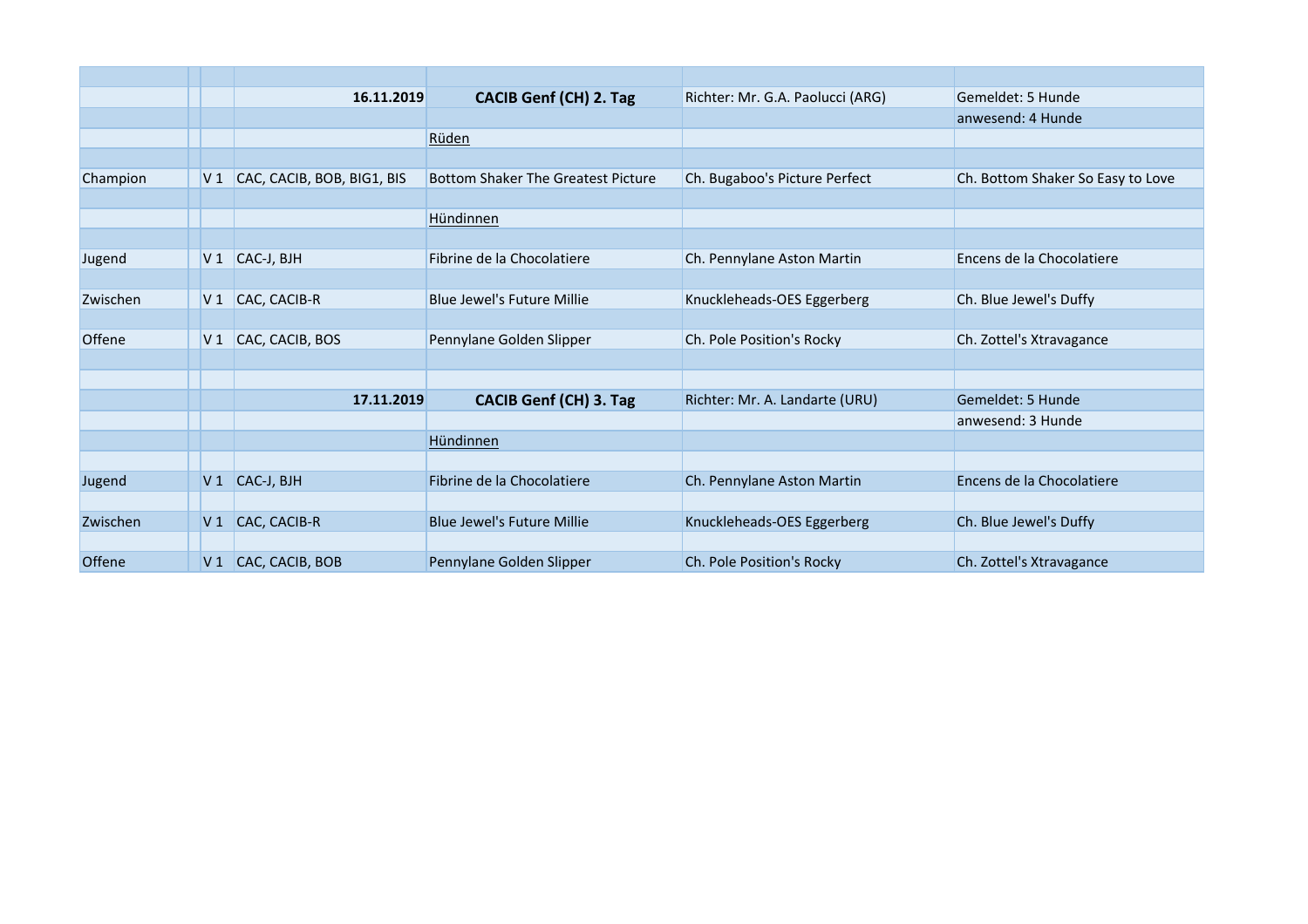| | | | | | | |
|---|---|---|---|---|---|---|
| | | | 16.11.2019 | **CACIB Genf (CH) 2. Tag** | Richter: Mr. G.A. Paolucci (ARG) | Gemeldet: 5 Hunde |
| | | | | | | anwesend: 4 Hunde |
| | | | | Rüden | | |
| Champion | | V 1 | CAC, CACIB, BOB, BIG1, BIS | Bottom Shaker The Greatest Picture | Ch. Bugaboo's Picture Perfect | Ch. Bottom Shaker So Easy to Love |
| | | | | Hündinnen | | |
| Jugend | | V 1 | CAC-J, BJH | Fibrine de la Chocolatiere | Ch. Pennylane Aston Martin | Encens de la Chocolatiere |
| Zwischen | | V 1 | CAC, CACIB-R | Blue Jewel's Future Millie | Knuckleheads-OES Eggerberg | Ch. Blue Jewel's Duffy |
| Offene | | V 1 | CAC, CACIB, BOS | Pennylane Golden Slipper | Ch. Pole Position's Rocky | Ch. Zottel's Xtravagance |
| | | | 17.11.2019 | **CACIB Genf (CH) 3. Tag** | Richter: Mr. A. Landarte (URU) | Gemeldet: 5 Hunde |
| | | | | | | anwesend: 3 Hunde |
| | | | | Hündinnen | | |
| Jugend | | V 1 | CAC-J, BJH | Fibrine de la Chocolatiere | Ch. Pennylane Aston Martin | Encens de la Chocolatiere |
| Zwischen | | V 1 | CAC, CACIB-R | Blue Jewel's Future Millie | Knuckleheads-OES Eggerberg | Ch. Blue Jewel's Duffy |
| Offene | | V 1 | CAC, CACIB, BOB | Pennylane Golden Slipper | Ch. Pole Position's Rocky | Ch. Zottel's Xtravagance |